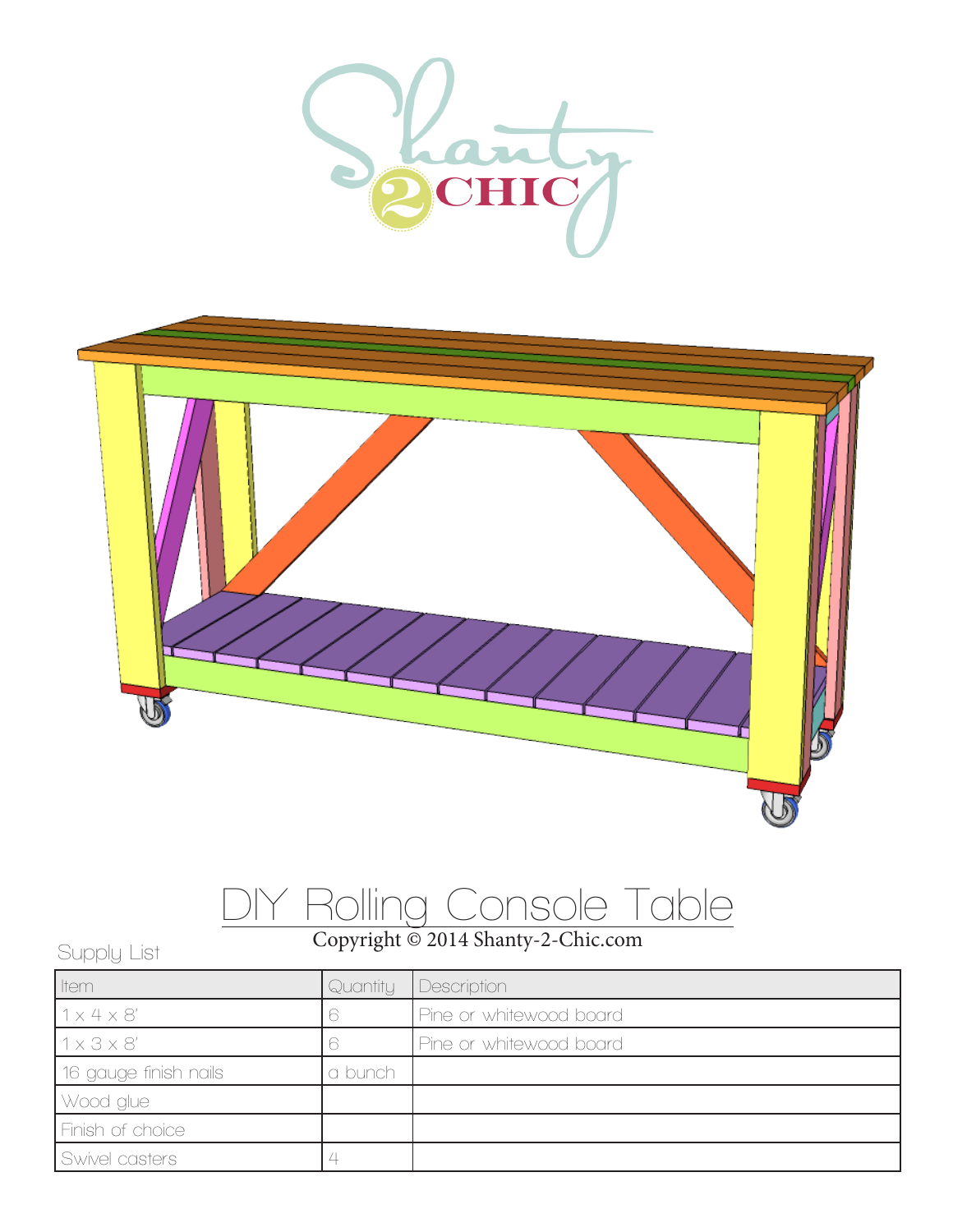# DIY Rolling Console Table

Copyright © 2014 Shanty-2-Chic.com

Supply List

| Item | Quantity | Description |
| --- | --- | --- |
| 1 x 4 x 8' | 6 | Pine or whitewood board |
| 1 x 3 x 8' | 6 | Pine or whitewood board |
| 16 gauge finish nails | a bunch | |
| Wood glue | | |
| Finish of choice | | |
| Swivel casters | 4 | |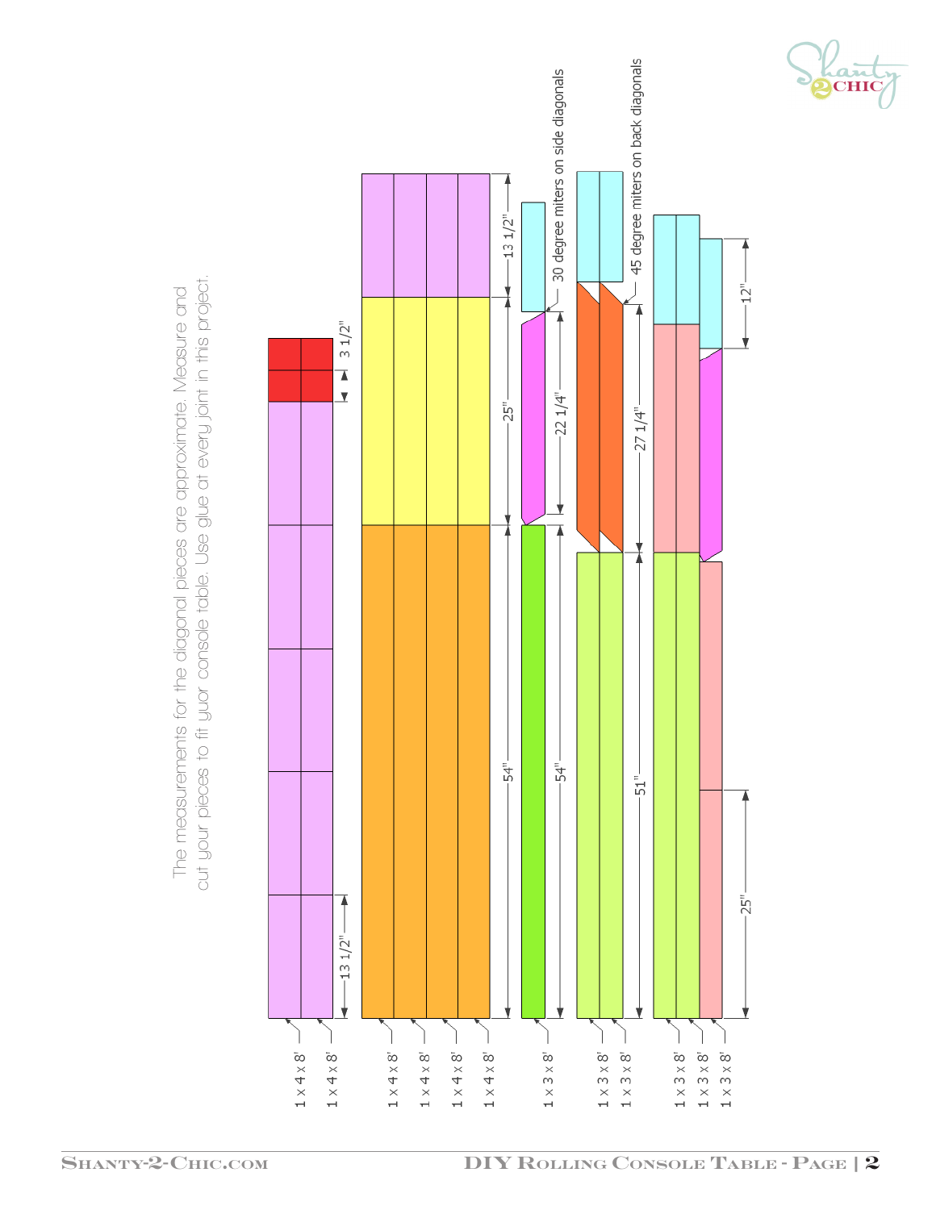The measurements for the diagonal pieces are approximate. Measure and cut your pieces to fit your console table. Use glue at every joint in this project.

1 x 4 x 8'

1 x 4 x 8'

13 1/2"

3 1/2"

1 x 4 x 8'

1 x 4 x 8'

1 x 4 x 8'

1 x 4 x 8'

54"

25"

13 1/2"

1 x 3 x 8'

54"

22 1/4"

30 degree miters on side diagonals

1 x 3 x 8'

1 x 3 x 8'

51"

27 1/4"

45 degree miters on back diagonals

1 x 3 x 8'

1 x 3 x 8'

1 x 3 x 8'

25"

12"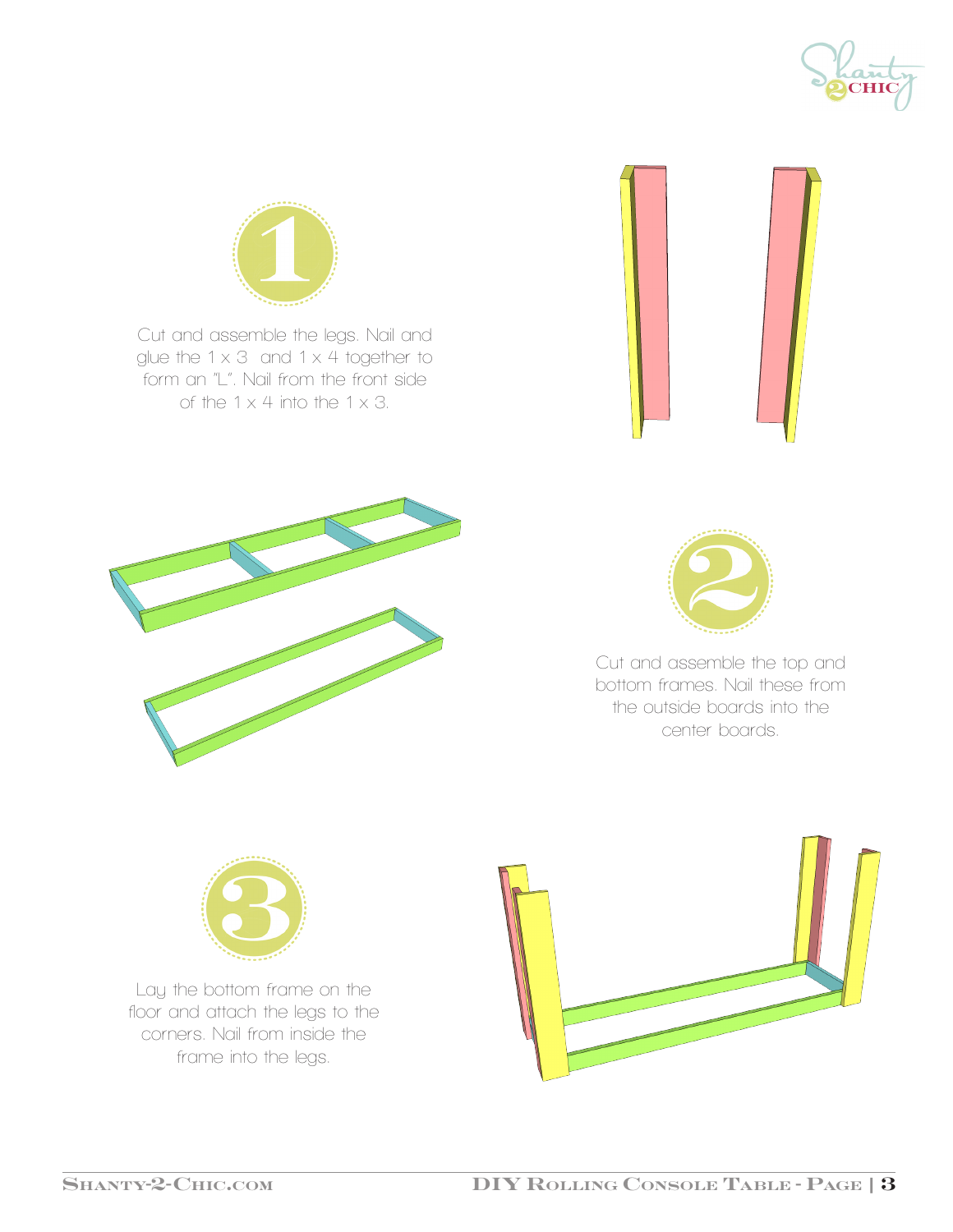## 1

Cut and assemble the legs. Nail and glue the 1 x 3 and 1 x 4 together to form an "L". Nail from the front side of the 1 x 4 into the 1 x 3.

## 2

Cut and assemble the top and bottom frames. Nail these from the outside boards into the center boards.

## 3

Lay the bottom frame on the floor and attach the legs to the corners. Nail from inside the frame into the legs.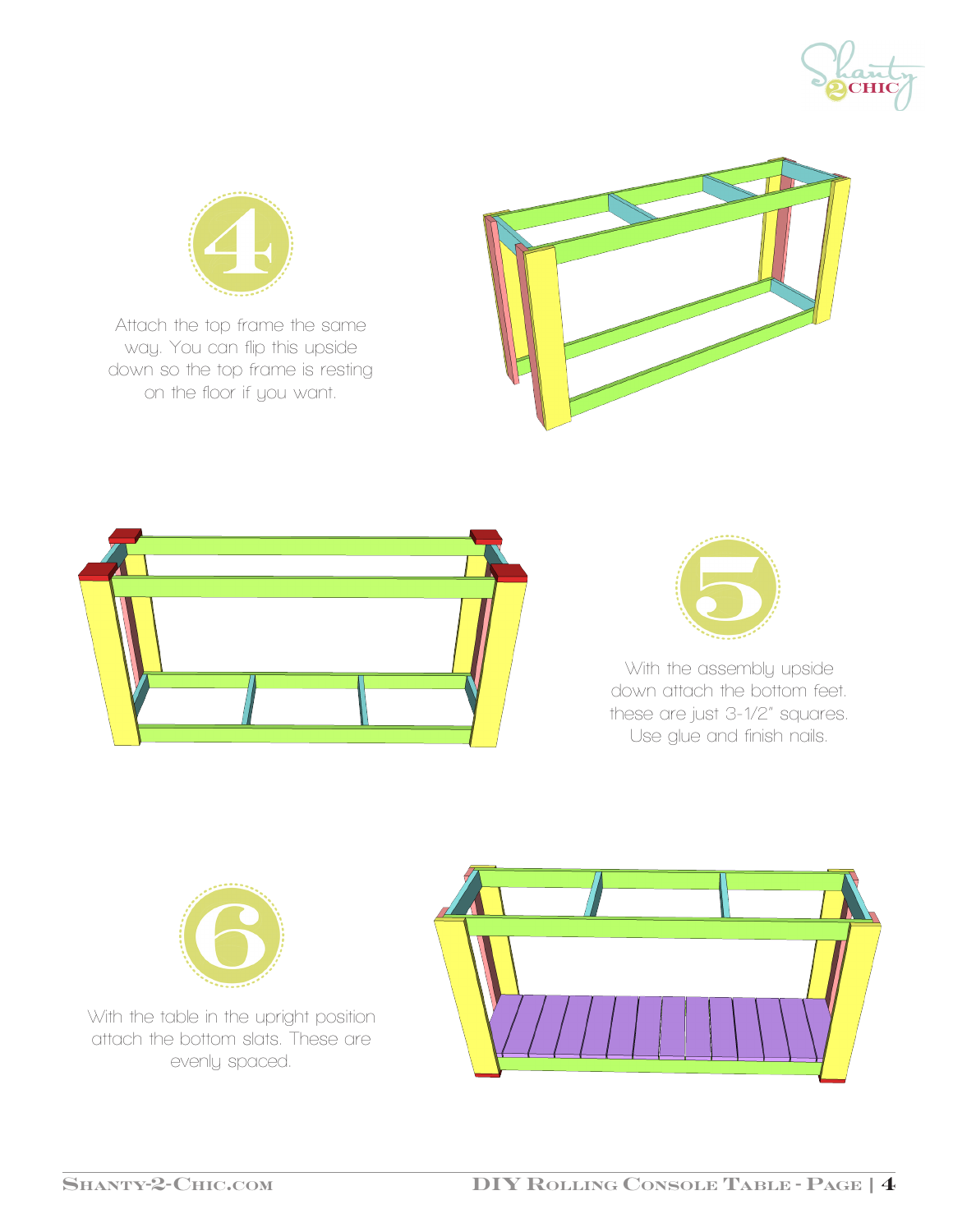## 4

Attach the top frame the same way. You can flip this upside down so the top frame is resting on the floor if you want.

## 5

With the assembly upside down attach the bottom feet. these are just 3-1/2" squares. Use glue and finish nails.

## 6

With the table in the upright position attach the bottom slats. These are evenly spaced.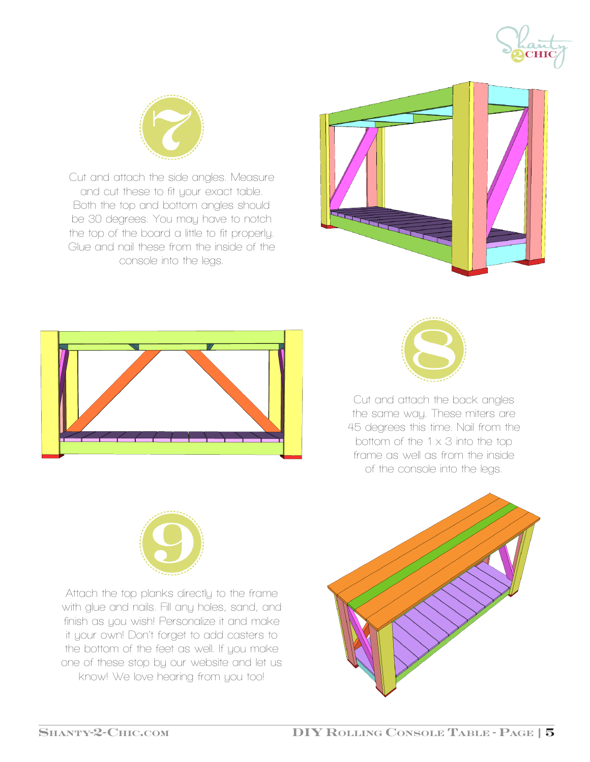## 7

Cut and attach the side angles. Measure and cut these to fit your exact table. Both the top and bottom angles should be 30 degrees. You may have to notch the top of the board a little to fit properly. Glue and nail these from the inside of the console into the legs.

## 8

Cut and attach the back angles the same way. These miters are 45 degrees this time. Nail from the bottom of the 1 x 3 into the top frame as well as from the inside of the console into the legs.

## 9

Attach the top planks directly to the frame with glue and nails. Fill any holes, sand, and finish as you wish! Personalize it and make it your own! Don't forget to add casters to the bottom of the feet as well. If you make one of these stop by our website and let us know! We love hearing from you too!